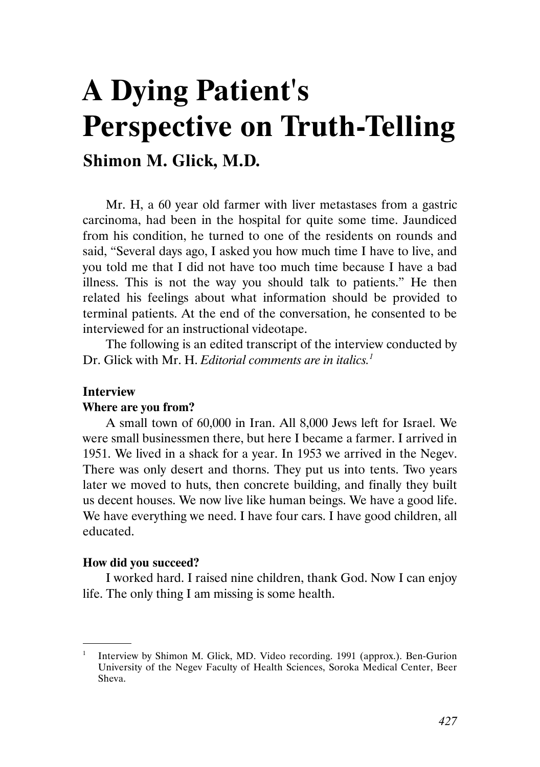# A Dying Patient's Perspective on Truth-Telling

## Shimon M. Glick, M.D.

Mr. H, a 60 year old farmer with liver metastases from a gastric carcinoma, had been in the hospital for quite some time. Jaundiced from his condition, he turned to one of the residents on rounds and said, "Several days ago, I asked you how much time I have to live, and you told me that I did not have too much time because I have a bad illness. This is not the way you should talk to patients." He then related his feelings about what information should be provided to terminal patients. At the end of the conversation, he consented to be interviewed for an instructional videotape.

The following is an edited transcript of the interview conducted by Dr. Glick with Mr. H. *Editorial comments are in italics.*[1]

**Interview**

**Where are you from?**

A small town of 60,000 in Iran. All 8,000 Jews left for Israel. We were small businessmen there, but here I became a farmer. I arrived in 1951. We lived in a shack for a year. In 1953 we arrived in the Negev. There was only desert and thorns. They put us into tents. Two years later we moved to huts, then concrete building, and finally they built us decent houses. We now live like human beings. We have a good life. We have everything we need. I have four cars. I have good children, all educated.

**How did you succeed?**

I worked hard. I raised nine children, thank God. Now I can enjoy life. The only thing I am missing is some health.

---

[1] Interview by Shimon M. Glick, MD. Video recording. 1991 (approx.). Ben-Gurion University of the Negev Faculty of Health Sciences, Soroka Medical Center, Beer Sheva.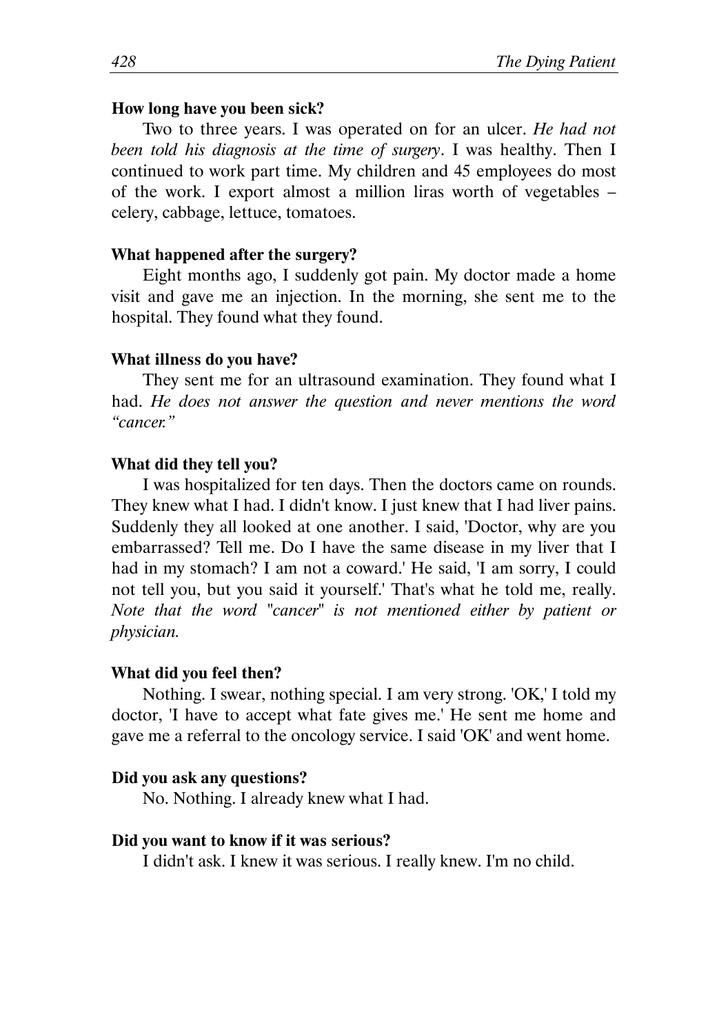**How long have you been sick?**

Two to three years. I was operated on for an ulcer. *He had not been told his diagnosis at the time of surgery*. I was healthy. Then I continued to work part time. My children and 45 employees do most of the work. I export almost a million liras worth of vegetables – celery, cabbage, lettuce, tomatoes.

**What happened after the surgery?**

Eight months ago, I suddenly got pain. My doctor made a home visit and gave me an injection. In the morning, she sent me to the hospital. They found what they found.

**What illness do you have?**

They sent me for an ultrasound examination. They found what I had. *He does not answer the question and never mentions the word "cancer."*

**What did they tell you?**

I was hospitalized for ten days. Then the doctors came on rounds. They knew what I had. I didn't know. I just knew that I had liver pains. Suddenly they all looked at one another. I said, 'Doctor, why are you embarrassed? Tell me. Do I have the same disease in my liver that I had in my stomach? I am not a coward.' He said, 'I am sorry, I could not tell you, but you said it yourself.' That's what he told me, really. *Note that the word "cancer" is not mentioned either by patient or physician.*

**What did you feel then?**

Nothing. I swear, nothing special. I am very strong. 'OK,' I told my doctor, 'I have to accept what fate gives me.' He sent me home and gave me a referral to the oncology service. I said 'OK' and went home.

**Did you ask any questions?**

No. Nothing. I already knew what I had.

**Did you want to know if it was serious?**

I didn't ask. I knew it was serious. I really knew. I'm no child.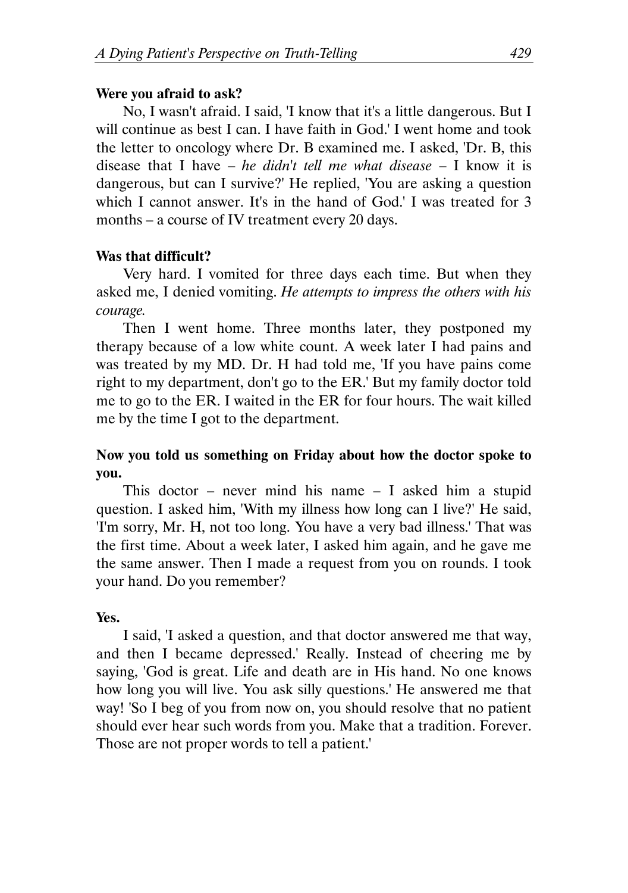**Were you afraid to ask?**

No, I wasn't afraid. I said, 'I know that it's a little dangerous. But I will continue as best I can. I have faith in God.' I went home and took the letter to oncology where Dr. B examined me. I asked, 'Dr. B, this disease that I have – *he didn't tell me what disease* – I know it is dangerous, but can I survive?' He replied, 'You are asking a question which I cannot answer. It's in the hand of God.' I was treated for 3 months – a course of IV treatment every 20 days.

**Was that difficult?**

Very hard. I vomited for three days each time. But when they asked me, I denied vomiting. *He attempts to impress the others with his courage.*

Then I went home. Three months later, they postponed my therapy because of a low white count. A week later I had pains and was treated by my MD. Dr. H had told me, 'If you have pains come right to my department, don't go to the ER.' But my family doctor told me to go to the ER. I waited in the ER for four hours. The wait killed me by the time I got to the department.

**Now you told us something on Friday about how the doctor spoke to you.**

This doctor – never mind his name – I asked him a stupid question. I asked him, 'With my illness how long can I live?' He said, 'I'm sorry, Mr. H, not too long. You have a very bad illness.' That was the first time. About a week later, I asked him again, and he gave me the same answer. Then I made a request from you on rounds. I took your hand. Do you remember?

**Yes.**

I said, 'I asked a question, and that doctor answered me that way, and then I became depressed.' Really. Instead of cheering me by saying, 'God is great. Life and death are in His hand. No one knows how long you will live. You ask silly questions.' He answered me that way! 'So I beg of you from now on, you should resolve that no patient should ever hear such words from you. Make that a tradition. Forever. Those are not proper words to tell a patient.'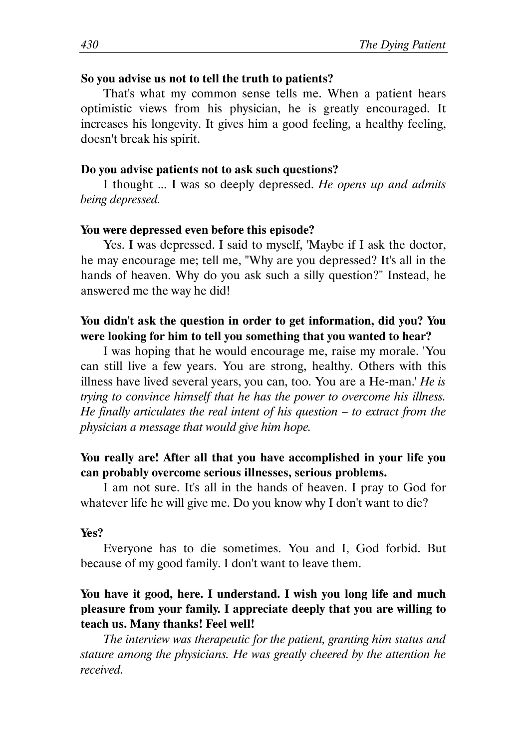**So you advise us not to tell the truth to patients?**

That's what my common sense tells me. When a patient hears optimistic views from his physician, he is greatly encouraged. It increases his longevity. It gives him a good feeling, a healthy feeling, doesn't break his spirit.

**Do you advise patients not to ask such questions?**

I thought ... I was so deeply depressed. *He opens up and admits being depressed.*

**You were depressed even before this episode?**

Yes. I was depressed. I said to myself, 'Maybe if I ask the doctor, he may encourage me; tell me, "Why are you depressed? It's all in the hands of heaven. Why do you ask such a silly question?" Instead, he answered me the way he did!

**You didn't ask the question in order to get information, did you? You were looking for him to tell you something that you wanted to hear?**

I was hoping that he would encourage me, raise my morale. 'You can still live a few years. You are strong, healthy. Others with this illness have lived several years, you can, too. You are a He-man.' *He is trying to convince himself that he has the power to overcome his illness. He finally articulates the real intent of his question – to extract from the physician a message that would give him hope.*

**You really are! After all that you have accomplished in your life you can probably overcome serious illnesses, serious problems.**

I am not sure. It's all in the hands of heaven. I pray to God for whatever life he will give me. Do you know why I don't want to die?

**Yes?**

Everyone has to die sometimes. You and I, God forbid. But because of my good family. I don't want to leave them.

**You have it good, here. I understand. I wish you long life and much pleasure from your family. I appreciate deeply that you are willing to teach us. Many thanks! Feel well!**

*The interview was therapeutic for the patient, granting him status and stature among the physicians. He was greatly cheered by the attention he received.*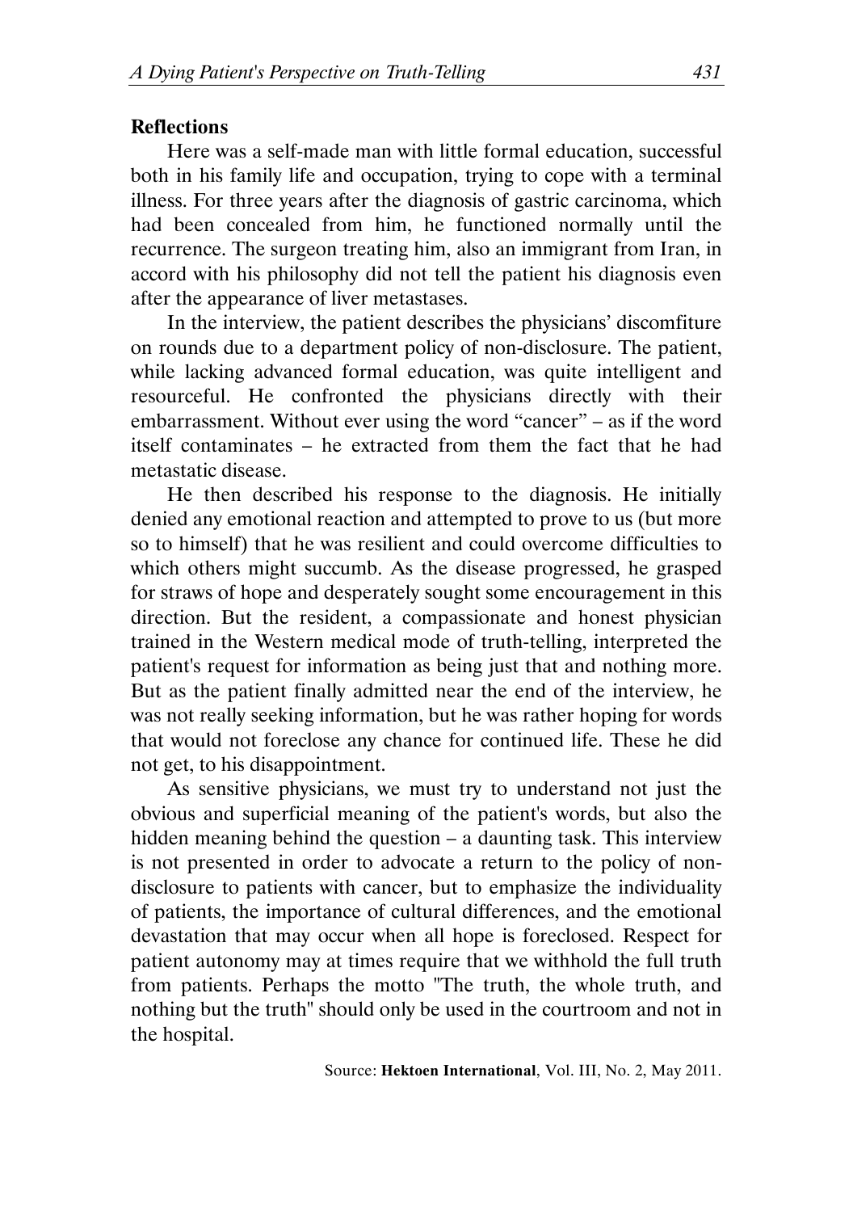## Reflections

Here was a self-made man with little formal education, successful both in his family life and occupation, trying to cope with a terminal illness. For three years after the diagnosis of gastric carcinoma, which had been concealed from him, he functioned normally until the recurrence. The surgeon treating him, also an immigrant from Iran, in accord with his philosophy did not tell the patient his diagnosis even after the appearance of liver metastases.

In the interview, the patient describes the physicians' discomfiture on rounds due to a department policy of non-disclosure. The patient, while lacking advanced formal education, was quite intelligent and resourceful. He confronted the physicians directly with their embarrassment. Without ever using the word "cancer" – as if the word itself contaminates – he extracted from them the fact that he had metastatic disease.

He then described his response to the diagnosis. He initially denied any emotional reaction and attempted to prove to us (but more so to himself) that he was resilient and could overcome difficulties to which others might succumb. As the disease progressed, he grasped for straws of hope and desperately sought some encouragement in this direction. But the resident, a compassionate and honest physician trained in the Western medical mode of truth-telling, interpreted the patient's request for information as being just that and nothing more. But as the patient finally admitted near the end of the interview, he was not really seeking information, but he was rather hoping for words that would not foreclose any chance for continued life. These he did not get, to his disappointment.

As sensitive physicians, we must try to understand not just the obvious and superficial meaning of the patient's words, but also the hidden meaning behind the question – a daunting task. This interview is not presented in order to advocate a return to the policy of non-disclosure to patients with cancer, but to emphasize the individuality of patients, the importance of cultural differences, and the emotional devastation that may occur when all hope is foreclosed. Respect for patient autonomy may at times require that we withhold the full truth from patients. Perhaps the motto "The truth, the whole truth, and nothing but the truth" should only be used in the courtroom and not in the hospital.

Source: **Hektoen International**, Vol. III, No. 2, May 2011.